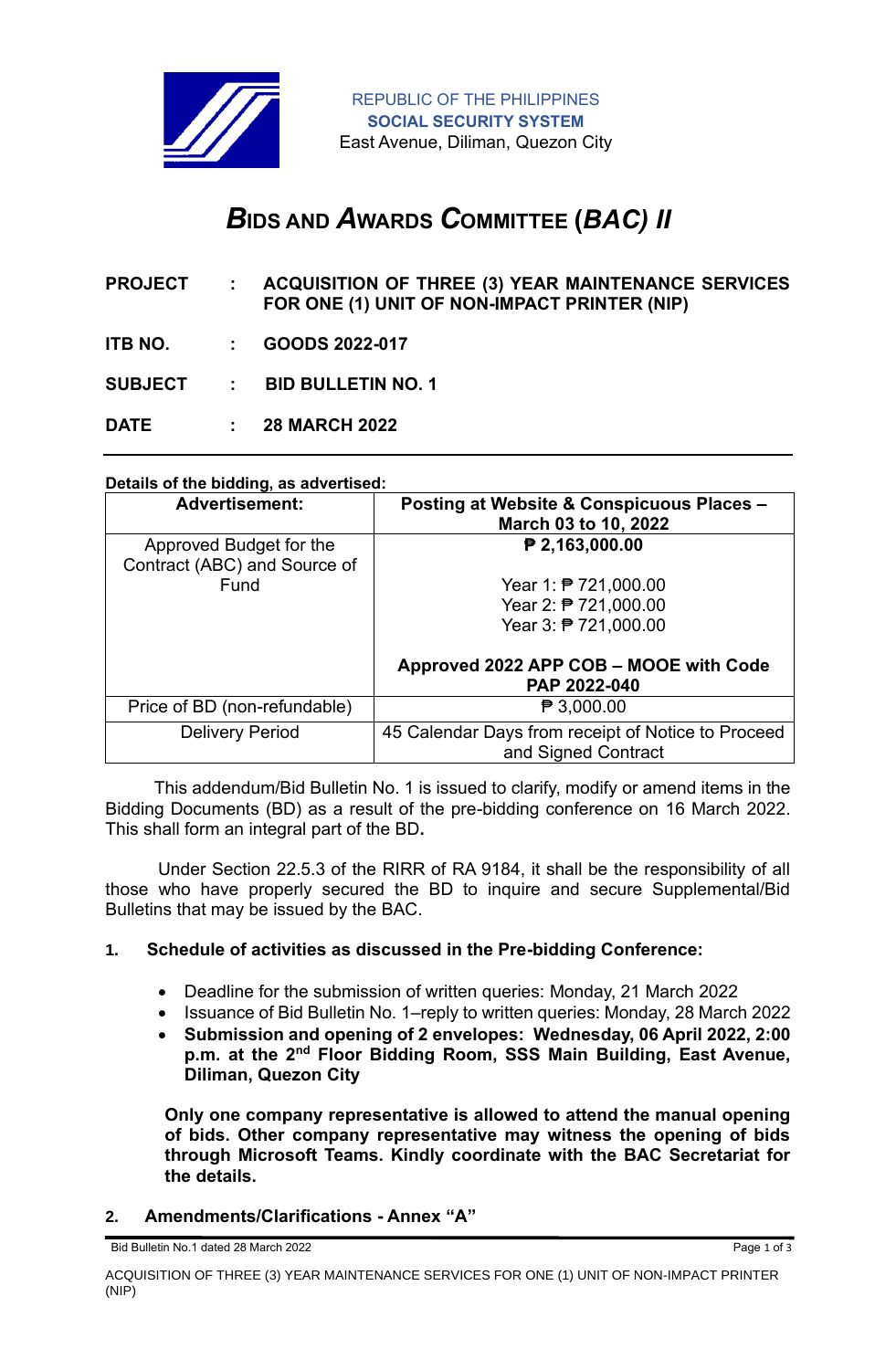REPUBLIC OF THE PHILIPPINES
**SOCIAL SECURITY SYSTEM**
East Avenue, Diliman, Quezon City

# *B*IDS AND *A*WARDS *C*OMMITTEE (*BAC) II*

**PROJECT : ACQUISITION OF THREE (3) YEAR MAINTENANCE SERVICES FOR ONE (1) UNIT OF NON-IMPACT PRINTER (NIP)**

**ITB NO. : GOODS 2022-017**

**SUBJECT : BID BULLETIN NO. 1**

**DATE : 28 MARCH 2022**

**Details of the bidding, as advertised:**

| **Advertisement:** | **Posting at Website & Conspicuous Places – March 03 to 10, 2022** |
|---|---|
| Approved Budget for the Contract (ABC) and Source of Fund | **₱ 2,163,000.00**<br><br>Year 1: ₱ 721,000.00<br>Year 2: ₱ 721,000.00<br>Year 3: ₱ 721,000.00<br><br>**Approved 2022 APP COB – MOOE with Code PAP 2022-040** |
| Price of BD (non-refundable) | ₱ 3,000.00 |
| Delivery Period | 45 Calendar Days from receipt of Notice to Proceed and Signed Contract |

This addendum/Bid Bulletin No. 1 is issued to clarify, modify or amend items in the Bidding Documents (BD) as a result of the pre-bidding conference on 16 March 2022. This shall form an integral part of the BD**.**

Under Section 22.5.3 of the RIRR of RA 9184, it shall be the responsibility of all those who have properly secured the BD to inquire and secure Supplemental/Bid Bulletins that may be issued by the BAC.

**1. Schedule of activities as discussed in the Pre-bidding Conference:**

- Deadline for the submission of written queries: Monday, 21 March 2022
- Issuance of Bid Bulletin No. 1–reply to written queries: Monday, 28 March 2022
- **Submission and opening of 2 envelopes: Wednesday, 06 April 2022, 2:00 p.m. at the 2nd Floor Bidding Room, SSS Main Building, East Avenue, Diliman, Quezon City**

**Only one company representative is allowed to attend the manual opening of bids. Other company representative may witness the opening of bids through Microsoft Teams. Kindly coordinate with the BAC Secretariat for the details.**

**2. Amendments/Clarifications - Annex "A"**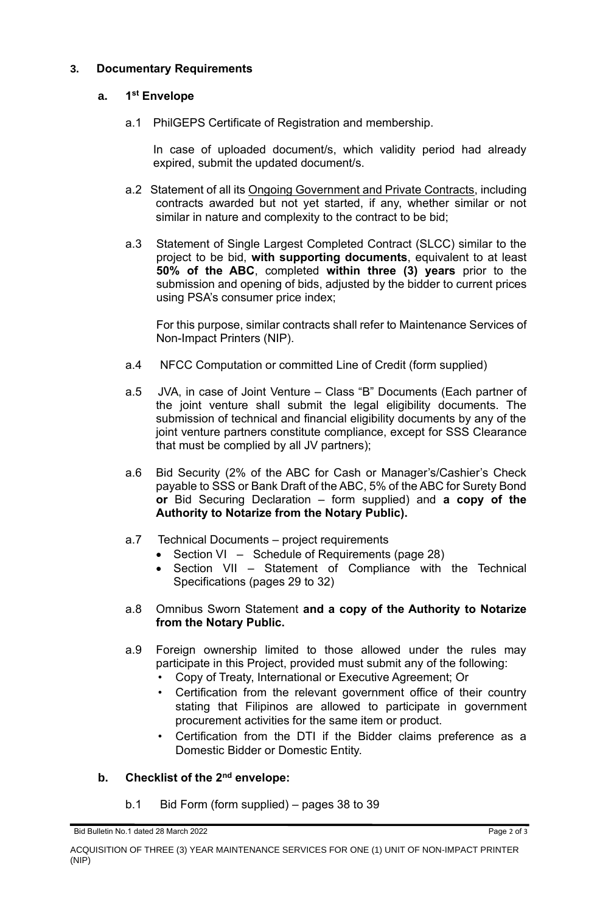## 3. Documentary Requirements

### a. 1st Envelope

a.1 PhilGEPS Certificate of Registration and membership.

In case of uploaded document/s, which validity period had already expired, submit the updated document/s.

a.2 Statement of all its Ongoing Government and Private Contracts, including contracts awarded but not yet started, if any, whether similar or not similar in nature and complexity to the contract to be bid;

a.3 Statement of Single Largest Completed Contract (SLCC) similar to the project to be bid, **with supporting documents**, equivalent to at least **50% of the ABC**, completed **within three (3) years** prior to the submission and opening of bids, adjusted by the bidder to current prices using PSA's consumer price index;

For this purpose, similar contracts shall refer to Maintenance Services of Non-Impact Printers (NIP).

a.4 NFCC Computation or committed Line of Credit (form supplied)

a.5 JVA, in case of Joint Venture – Class "B" Documents (Each partner of the joint venture shall submit the legal eligibility documents. The submission of technical and financial eligibility documents by any of the joint venture partners constitute compliance, except for SSS Clearance that must be complied by all JV partners);

a.6 Bid Security (2% of the ABC for Cash or Manager's/Cashier's Check payable to SSS or Bank Draft of the ABC, 5% of the ABC for Surety Bond **or** Bid Securing Declaration – form supplied) and **a copy of the Authority to Notarize from the Notary Public).**

a.7 Technical Documents – project requirements

- Section VI – Schedule of Requirements (page 28)
- Section VII – Statement of Compliance with the Technical Specifications (pages 29 to 32)

a.8 Omnibus Sworn Statement **and a copy of the Authority to Notarize from the Notary Public.**

a.9 Foreign ownership limited to those allowed under the rules may participate in this Project, provided must submit any of the following:

- Copy of Treaty, International or Executive Agreement; Or
- Certification from the relevant government office of their country stating that Filipinos are allowed to participate in government procurement activities for the same item or product.
- Certification from the DTI if the Bidder claims preference as a Domestic Bidder or Domestic Entity.

### b. Checklist of the 2nd envelope:

b.1 Bid Form (form supplied) – pages 38 to 39

Bid Bulletin No.1 dated 28 March 2022

ACQUISITION OF THREE (3) YEAR MAINTENANCE SERVICES FOR ONE (1) UNIT OF NON-IMPACT PRINTER (NIP)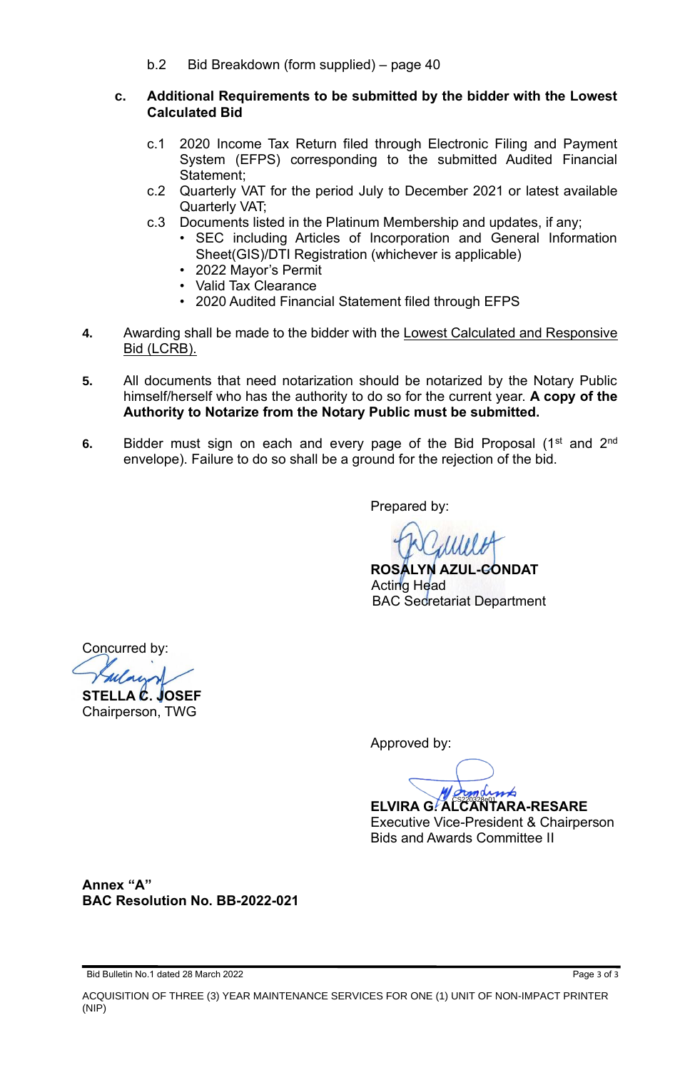b.2 Bid Breakdown (form supplied) – page 40

**c. Additional Requirements to be submitted by the bidder with the Lowest Calculated Bid**

c.1 2020 Income Tax Return filed through Electronic Filing and Payment System (EFPS) corresponding to the submitted Audited Financial Statement;

c.2 Quarterly VAT for the period July to December 2021 or latest available Quarterly VAT;

c.3 Documents listed in the Platinum Membership and updates, if any;

- SEC including Articles of Incorporation and General Information Sheet(GIS)/DTI Registration (whichever is applicable)
- 2022 Mayor's Permit
- Valid Tax Clearance
- 2020 Audited Financial Statement filed through EFPS

**4.** Awarding shall be made to the bidder with the Lowest Calculated and Responsive Bid (LCRB).

**5.** All documents that need notarization should be notarized by the Notary Public himself/herself who has the authority to do so for the current year. **A copy of the Authority to Notarize from the Notary Public must be submitted.**

**6.** Bidder must sign on each and every page of the Bid Proposal (1st and 2nd envelope). Failure to do so shall be a ground for the rejection of the bid.

Prepared by:

**ROSALYN AZUL-CONDAT**
Acting Head
BAC Secretariat Department

Concurred by:

**STELLA C. JOSEF**
Chairperson, TWG

Approved by:

**ELVIRA G. ALCANTARA-RESARE**
Executive Vice-President & Chairperson
Bids and Awards Committee II

**Annex "A"**
**BAC Resolution No. BB-2022-021**

Bid Bulletin No.1 dated 28 March 2022

ACQUISITION OF THREE (3) YEAR MAINTENANCE SERVICES FOR ONE (1) UNIT OF NON-IMPACT PRINTER (NIP)